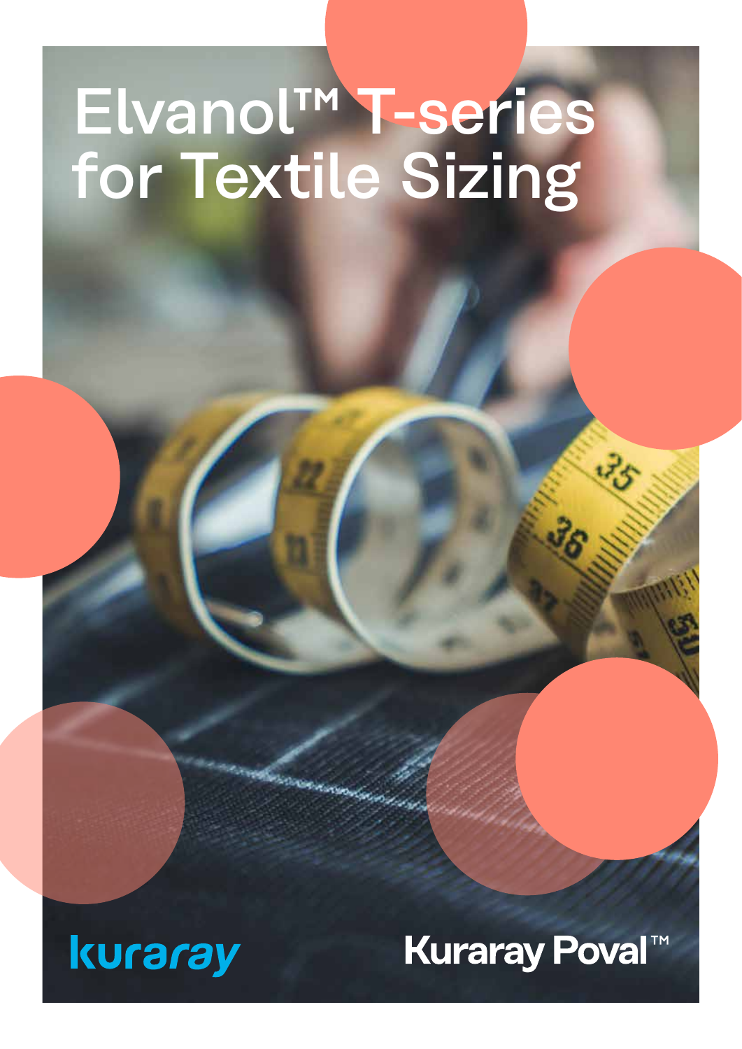# Elvanol™ T-series for Textile Sizing

kuraray

Kuraray Poval™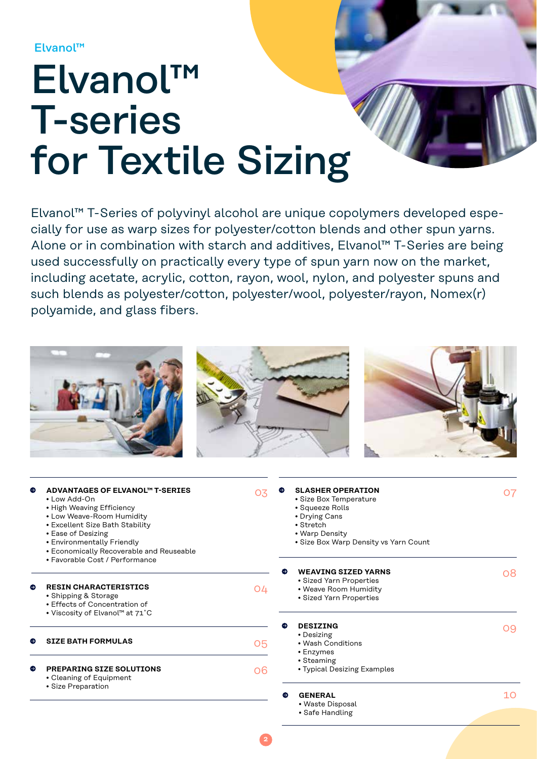Elvanol™

# Elvanol™ T-series for Textile Sizing

Elvanol™ T-Series of polyvinyl alcohol are unique copolymers developed especially for use as warp sizes for polyester/cotton blends and other spun yarns. Alone or in combination with starch and additives, Elvanol™ T-Series are being used successfully on practically every type of spun yarn now on the market, including acetate, acrylic, cotton, rayon, wool, nylon, and polyester spuns and such blends as polyester/cotton, polyester/wool, polyester/rayon, Nomex(r) polyamide, and glass fibers.

**ADVANTAGES OF ELVANOL™ T-SERIES** — 03
- Low Add-On
- High Weaving Efficiency
- Low Weave-Room Humidity
- Excellent Size Bath Stability
- Ease of Desizing
- Environmentally Friendly
- Economically Recoverable and Reuseable
- Favorable Cost / Performance

**RESIN CHARACTERISTICS** — 04
- Shipping & Storage
- Effects of Concentration of
- Viscosity of Elvanol™ at 71˚C

**SIZE BATH FORMULAS** — 05

**PREPARING SIZE SOLUTIONS** — 06
- Cleaning of Equipment
- Size Preparation

**SLASHER OPERATION** — 07
- Size Box Temperature
- Squeeze Rolls
- Drying Cans
- Stretch
- Warp Density
- Size Box Warp Density vs Yarn Count

**WEAVING SIZED YARNS** — 08
- Sized Yarn Properties
- Weave Room Humidity
- Sized Yarn Properties

**DESIZING** — 09
- Desizing
- Wash Conditions
- Enzymes
- Steaming
- Typical Desizing Examples

**GENERAL** — 10
- Waste Disposal
- Safe Handling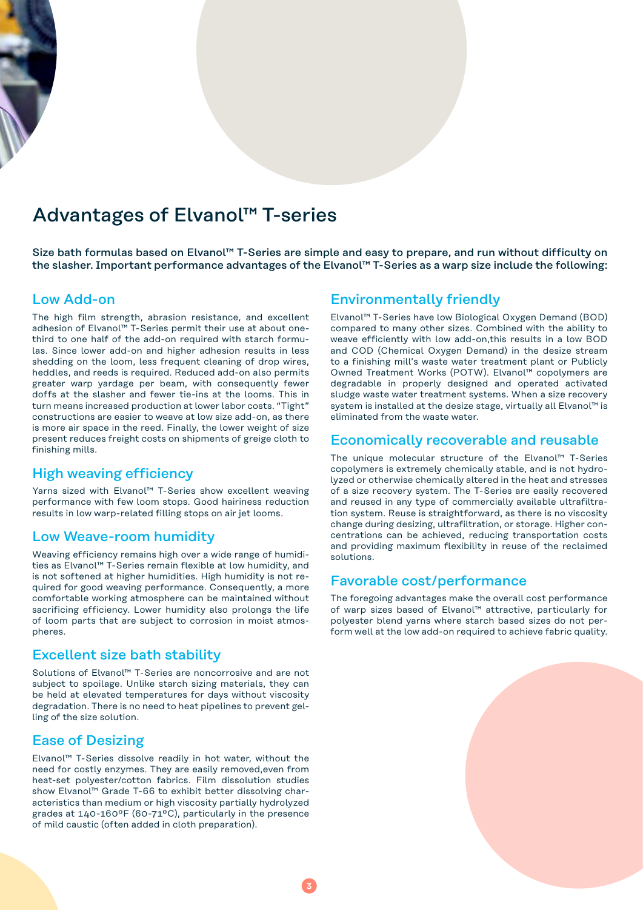# Advantages of Elvanol™ T-series

**Size bath formulas based on Elvanol™ T-Series are simple and easy to prepare, and run without difficulty on the slasher. Important performance advantages of the Elvanol™ T-Series as a warp size include the following:**

## Low Add-on

The high film strength, abrasion resistance, and excellent adhesion of Elvanol™ T-Series permit their use at about one-third to one half of the add-on required with starch formulas. Since lower add-on and higher adhesion results in less shedding on the loom, less frequent cleaning of drop wires, heddles, and reeds is required. Reduced add-on also permits greater warp yardage per beam, with consequently fewer doffs at the slasher and fewer tie-ins at the looms. This in turn means increased production at lower labor costs. "Tight" constructions are easier to weave at low size add-on, as there is more air space in the reed. Finally, the lower weight of size present reduces freight costs on shipments of greige cloth to finishing mills.

## High weaving efficiency

Yarns sized with Elvanol™ T-Series show excellent weaving performance with few loom stops. Good hairiness reduction results in low warp-related filling stops on air jet looms.

## Low Weave-room humidity

Weaving efficiency remains high over a wide range of humidities as Elvanol™ T-Series remain flexible at low humidity, and is not softened at higher humidities. High humidity is not required for good weaving performance. Consequently, a more comfortable working atmosphere can be maintained without sacrificing efficiency. Lower humidity also prolongs the life of loom parts that are subject to corrosion in moist atmospheres.

## Excellent size bath stability

Solutions of Elvanol™ T-Series are noncorrosive and are not subject to spoilage. Unlike starch sizing materials, they can be held at elevated temperatures for days without viscosity degradation. There is no need to heat pipelines to prevent gelling of the size solution.

## Ease of Desizing

Elvanol™ T-Series dissolve readily in hot water, without the need for costly enzymes. They are easily removed,even from heat-set polyester/cotton fabrics. Film dissolution studies show Elvanol™ Grade T-66 to exhibit better dissolving characteristics than medium or high viscosity partially hydrolyzed grades at 140-160ºF (60-71ºC), particularly in the presence of mild caustic (often added in cloth preparation).

## Environmentally friendly

Elvanol™ T-Series have low Biological Oxygen Demand (BOD) compared to many other sizes. Combined with the ability to weave efficiently with low add-on,this results in a low BOD and COD (Chemical Oxygen Demand) in the desize stream to a finishing mill's waste water treatment plant or Publicly Owned Treatment Works (POTW). Elvanol™ copolymers are degradable in properly designed and operated activated sludge waste water treatment systems. When a size recovery system is installed at the desize stage, virtually all Elvanol™ is eliminated from the waste water.

## Economically recoverable and reusable

The unique molecular structure of the Elvanol™ T-Series copolymers is extremely chemically stable, and is not hydrolyzed or otherwise chemically altered in the heat and stresses of a size recovery system. The T-Series are easily recovered and reused in any type of commercially available ultrafiltration system. Reuse is straightforward, as there is no viscosity change during desizing, ultrafiltration, or storage. Higher concentrations can be achieved, reducing transportation costs and providing maximum flexibility in reuse of the reclaimed solutions.

## Favorable cost/performance

The foregoing advantages make the overall cost performance of warp sizes based of Elvanol™ attractive, particularly for polyester blend yarns where starch based sizes do not perform well at the low add-on required to achieve fabric quality.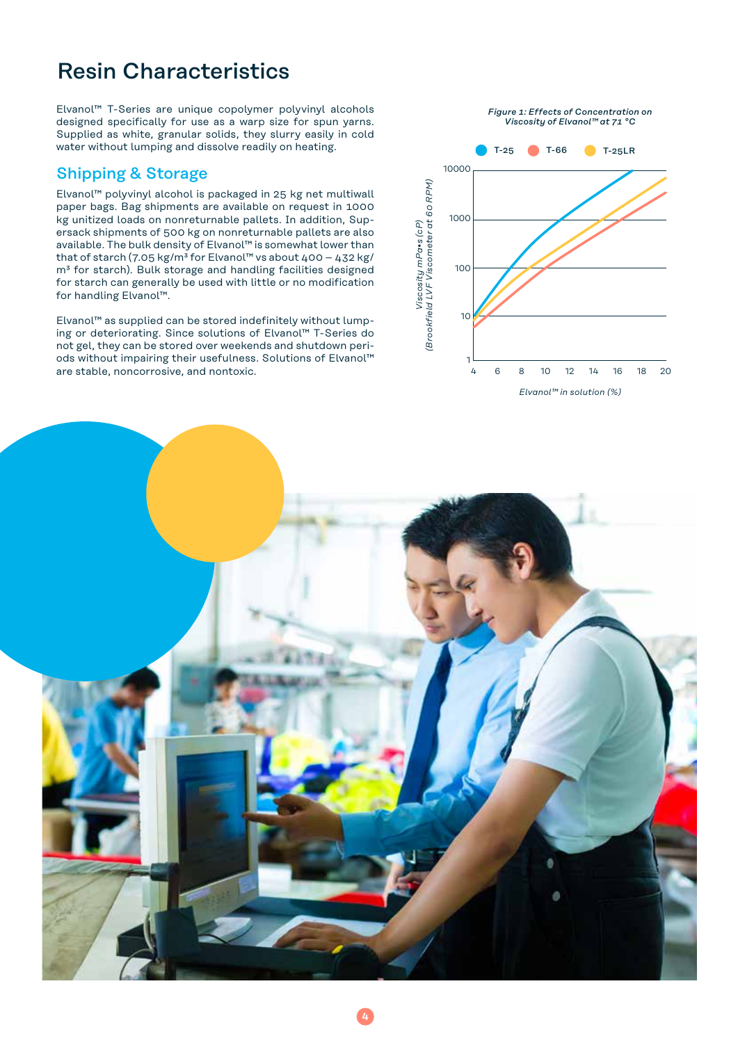# Resin Characteristics

Elvanol™ T-Series are unique copolymer polyvinyl alcohols designed specifically for use as a warp size for spun yarns. Supplied as white, granular solids, they slurry easily in cold water without lumping and dissolve readily on heating.

## Shipping & Storage

Elvanol™ polyvinyl alcohol is packaged in 25 kg net multiwall paper bags. Bag shipments are available on request in 1000 kg unitized loads on nonreturnable pallets. In addition, Supersack shipments of 500 kg on nonreturnable pallets are also available. The bulk density of Elvanol™ is somewhat lower than that of starch (7.05 kg/m³ for Elvanol™ vs about 400 – 432 kg/m³ for starch). Bulk storage and handling facilities designed for starch can generally be used with little or no modification for handling Elvanol™.

Elvanol™ as supplied can be stored indefinitely without lumping or deteriorating. Since solutions of Elvanol™ T-Series do not gel, they can be stored over weekends and shutdown periods without impairing their usefulness. Solutions of Elvanol™ are stable, noncorrosive, and nontoxic.

*Figure 1: Effects of Concentration on Viscosity of Elvanol™ at 71 °C*

Legend: T-25, T-66, T-25LR

Y-axis: Viscosity mPa•s (cP) (Brookfield LVF Viscometer at 60 RPM) — 1, 10, 100, 1000, 10000

X-axis: Elvanol™ in solution (%) — 4, 6, 8, 10, 12, 14, 16, 18, 20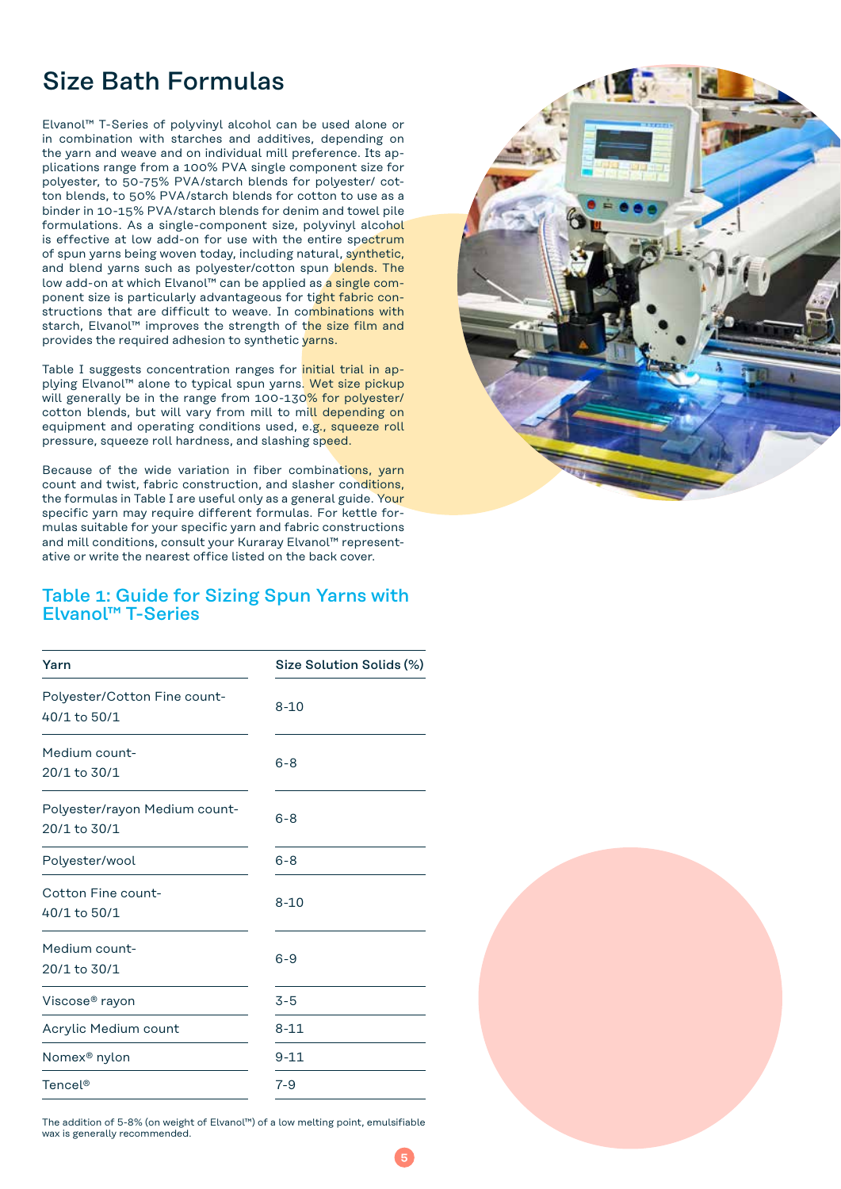# Size Bath Formulas

Elvanol™ T-Series of polyvinyl alcohol can be used alone or in combination with starches and additives, depending on the yarn and weave and on individual mill preference. Its applications range from a 100% PVA single component size for polyester, to 50-75% PVA/starch blends for polyester/ cotton blends, to 50% PVA/starch blends for cotton to use as a binder in 10-15% PVA/starch blends for denim and towel pile formulations. As a single-component size, polyvinyl alcohol is effective at low add-on for use with the entire spectrum of spun yarns being woven today, including natural, synthetic, and blend yarns such as polyester/cotton spun blends. The low add-on at which Elvanol™ can be applied as a single component size is particularly advantageous for tight fabric constructions that are difficult to weave. In combinations with starch, Elvanol™ improves the strength of the size film and provides the required adhesion to synthetic yarns.

Table I suggests concentration ranges for initial trial in applying Elvanol™ alone to typical spun yarns. Wet size pickup will generally be in the range from 100-130% for polyester/ cotton blends, but will vary from mill to mill depending on equipment and operating conditions used, e.g., squeeze roll pressure, squeeze roll hardness, and slashing speed.

Because of the wide variation in fiber combinations, yarn count and twist, fabric construction, and slasher conditions, the formulas in Table I are useful only as a general guide. Your specific yarn may require different formulas. For kettle formulas suitable for your specific yarn and fabric constructions and mill conditions, consult your Kuraray Elvanol™ representative or write the nearest office listed on the back cover.

## Table 1: Guide for Sizing Spun Yarns with Elvanol™ T-Series

| Yarn | Size Solution Solids (%) |
|---|---|
| Polyester/Cotton Fine count- 40/1 to 50/1 | 8-10 |
| Medium count- 20/1 to 30/1 | 6-8 |
| Polyester/rayon Medium count- 20/1 to 30/1 | 6-8 |
| Polyester/wool | 6-8 |
| Cotton Fine count- 40/1 to 50/1 | 8-10 |
| Medium count- 20/1 to 30/1 | 6-9 |
| Viscose® rayon | 3-5 |
| Acrylic Medium count | 8-11 |
| Nomex® nylon | 9-11 |
| Tencel® | 7-9 |

The addition of 5-8% (on weight of Elvanol™) of a low melting point, emulsifiable wax is generally recommended.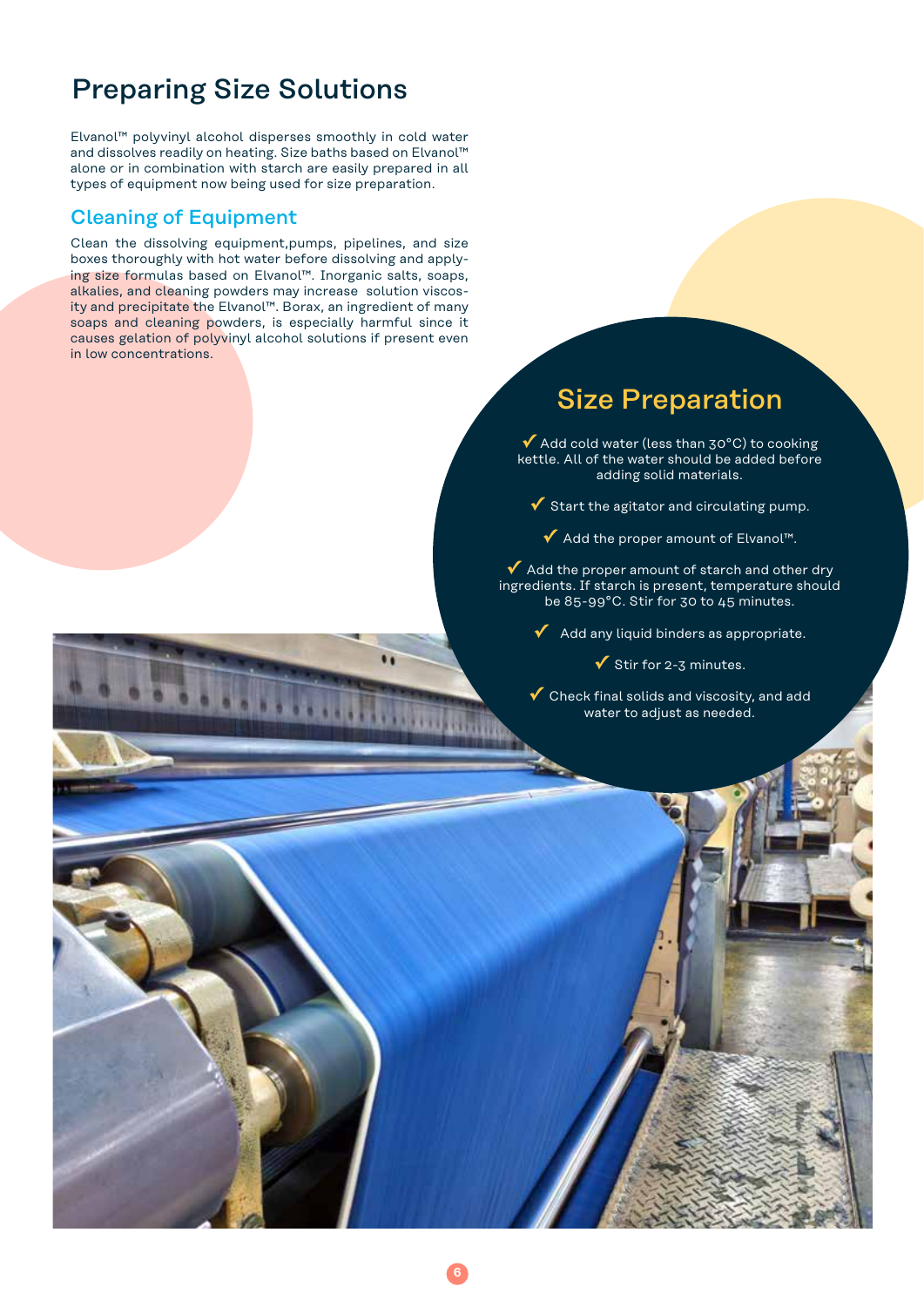# Preparing Size Solutions

Elvanol™ polyvinyl alcohol disperses smoothly in cold water and dissolves readily on heating. Size baths based on Elvanol™ alone or in combination with starch are easily prepared in all types of equipment now being used for size preparation.

## Cleaning of Equipment

Clean the dissolving equipment,pumps, pipelines, and size boxes thoroughly with hot water before dissolving and applying size formulas based on Elvanol™. Inorganic salts, soaps, alkalies, and cleaning powders may increase solution viscosity and precipitate the Elvanol™. Borax, an ingredient of many soaps and cleaning powders, is especially harmful since it causes gelation of polyvinyl alcohol solutions if present even in low concentrations.

## Size Preparation

- ✓ Add cold water (less than 30°C) to cooking kettle. All of the water should be added before adding solid materials.
- ✓ Start the agitator and circulating pump.
- ✓ Add the proper amount of Elvanol™.
- ✓ Add the proper amount of starch and other dry ingredients. If starch is present, temperature should be 85-99°C. Stir for 30 to 45 minutes.
- ✓ Add any liquid binders as appropriate.
- ✓ Stir for 2-3 minutes.
- ✓ Check final solids and viscosity, and add water to adjust as needed.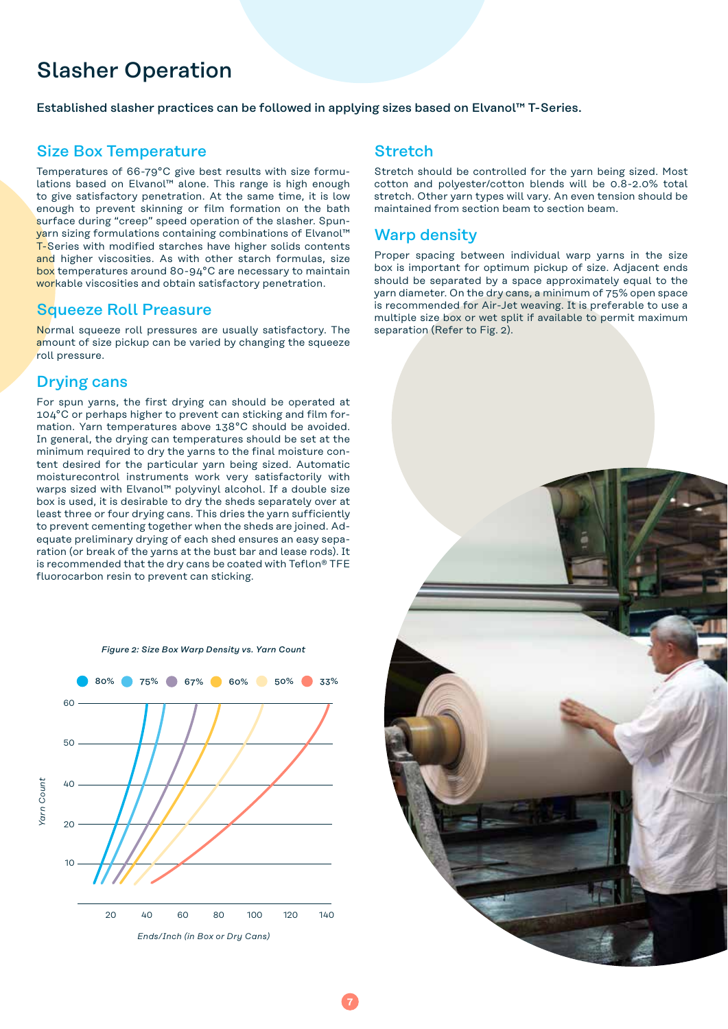# Slasher Operation

**Established slasher practices can be followed in applying sizes based on Elvanol™ T-Series.**

## Size Box Temperature

Temperatures of 66-79°C give best results with size formulations based on Elvanol™ alone. This range is high enough to give satisfactory penetration. At the same time, it is low enough to prevent skinning or film formation on the bath surface during "creep" speed operation of the slasher. Spun-yarn sizing formulations containing combinations of Elvanol™ T-Series with modified starches have higher solids contents and higher viscosities. As with other starch formulas, size box temperatures around 80-94°C are necessary to maintain workable viscosities and obtain satisfactory penetration.

## Squeeze Roll Preasure

Normal squeeze roll pressures are usually satisfactory. The amount of size pickup can be varied by changing the squeeze roll pressure.

## Drying cans

For spun yarns, the first drying can should be operated at 104°C or perhaps higher to prevent can sticking and film formation. Yarn temperatures above 138°C should be avoided. In general, the drying can temperatures should be set at the minimum required to dry the yarns to the final moisture content desired for the particular yarn being sized. Automatic moisturecontrol instruments work very satisfactorily with warps sized with Elvanol™ polyvinyl alcohol. If a double size box is used, it is desirable to dry the sheds separately over at least three or four drying cans. This dries the yarn sufficiently to prevent cementing together when the sheds are joined. Adequate preliminary drying of each shed ensures an easy separation (or break of the yarns at the bust bar and lease rods). It is recommended that the dry cans be coated with Teflon® TFE fluorocarbon resin to prevent can sticking.

## Stretch

Stretch should be controlled for the yarn being sized. Most cotton and polyester/cotton blends will be 0.8-2.0% total stretch. Other yarn types will vary. An even tension should be maintained from section beam to section beam.

## Warp density

Proper spacing between individual warp yarns in the size box is important for optimum pickup of size. Adjacent ends should be separated by a space approximately equal to the yarn diameter. On the dry cans, a minimum of 75% open space is recommended for Air-Jet weaving. It is preferable to use a multiple size box or wet split if available to permit maximum separation (Refer to Fig. 2).

*Figure 2: Size Box Warp Density vs. Yarn Count*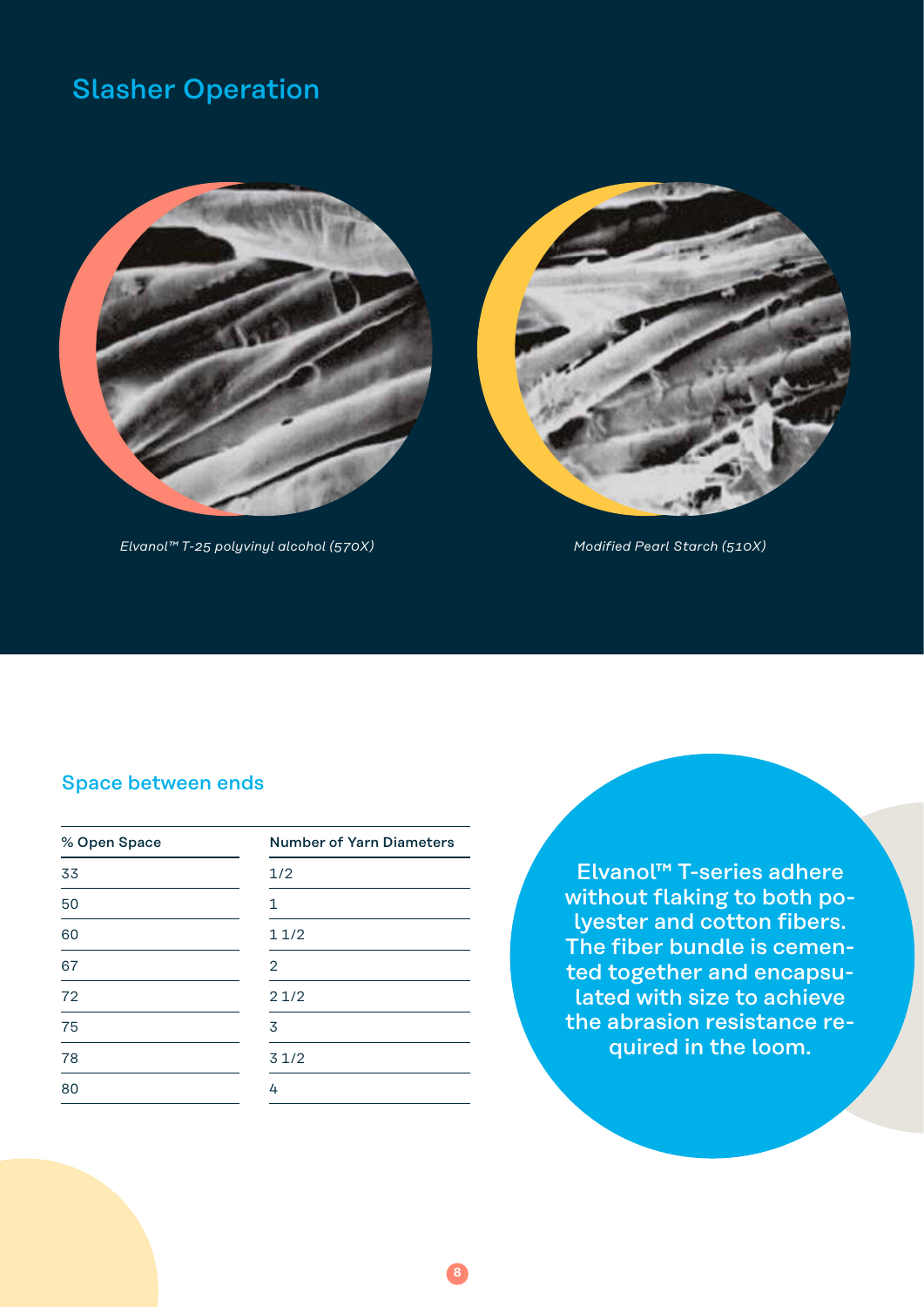# Slasher Operation

*Elvanol™ T-25 polyvinyl alcohol (570X)*

*Modified Pearl Starch (510X)*

## Space between ends

| % Open Space | Number of Yarn Diameters |
|---|---|
| 33 | 1/2 |
| 50 | 1 |
| 60 | 1 1/2 |
| 67 | 2 |
| 72 | 2 1/2 |
| 75 | 3 |
| 78 | 3 1/2 |
| 80 | 4 |

Elvanol™ T-series adhere without flaking to both polyester and cotton fibers. The fiber bundle is cemented together and encapsulated with size to achieve the abrasion resistance required in the loom.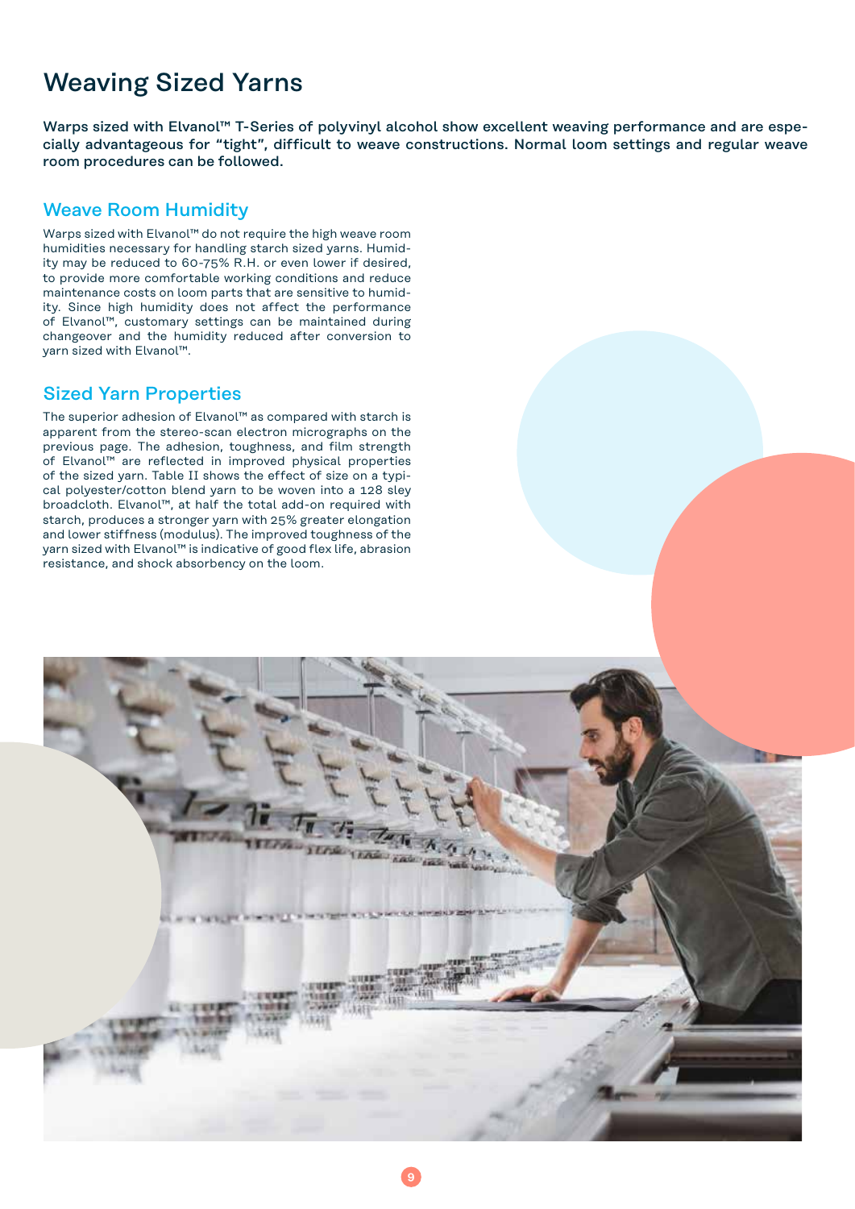# Weaving Sized Yarns

**Warps sized with Elvanol™ T-Series of polyvinyl alcohol show excellent weaving performance and are especially advantageous for "tight", difficult to weave constructions. Normal loom settings and regular weave room procedures can be followed.**

## Weave Room Humidity

Warps sized with Elvanol™ do not require the high weave room humidities necessary for handling starch sized yarns. Humidity may be reduced to 60-75% R.H. or even lower if desired, to provide more comfortable working conditions and reduce maintenance costs on loom parts that are sensitive to humidity. Since high humidity does not affect the performance of Elvanol™, customary settings can be maintained during changeover and the humidity reduced after conversion to yarn sized with Elvanol™.

## Sized Yarn Properties

The superior adhesion of Elvanol™ as compared with starch is apparent from the stereo-scan electron micrographs on the previous page. The adhesion, toughness, and film strength of Elvanol™ are reflected in improved physical properties of the sized yarn. Table II shows the effect of size on a typical polyester/cotton blend yarn to be woven into a 128 sley broadcloth. Elvanol™, at half the total add-on required with starch, produces a stronger yarn with 25% greater elongation and lower stiffness (modulus). The improved toughness of the yarn sized with Elvanol™ is indicative of good flex life, abrasion resistance, and shock absorbency on the loom.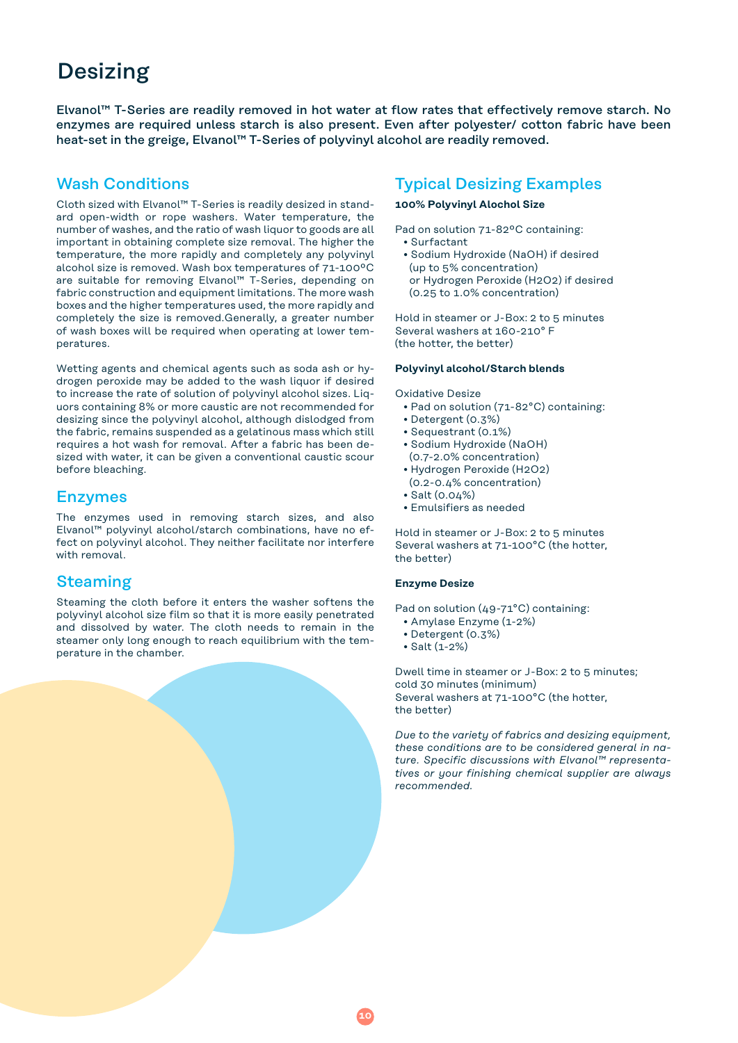# Desizing

**Elvanol™ T-Series are readily removed in hot water at flow rates that effectively remove starch. No enzymes are required unless starch is also present. Even after polyester/ cotton fabric have been heat-set in the greige, Elvanol™ T-Series of polyvinyl alcohol are readily removed.**

## Wash Conditions

Cloth sized with Elvanol™ T-Series is readily desized in standard open-width or rope washers. Water temperature, the number of washes, and the ratio of wash liquor to goods are all important in obtaining complete size removal. The higher the temperature, the more rapidly and completely any polyvinyl alcohol size is removed. Wash box temperatures of 71-100ºC are suitable for removing Elvanol™ T-Series, depending on fabric construction and equipment limitations. The more wash boxes and the higher temperatures used, the more rapidly and completely the size is removed.Generally, a greater number of wash boxes will be required when operating at lower temperatures.

Wetting agents and chemical agents such as soda ash or hydrogen peroxide may be added to the wash liquor if desired to increase the rate of solution of polyvinyl alcohol sizes. Liquors containing 8% or more caustic are not recommended for desizing since the polyvinyl alcohol, although dislodged from the fabric, remains suspended as a gelatinous mass which still requires a hot wash for removal. After a fabric has been desized with water, it can be given a conventional caustic scour before bleaching.

## Enzymes

The enzymes used in removing starch sizes, and also Elvanol™ polyvinyl alcohol/starch combinations, have no effect on polyvinyl alcohol. They neither facilitate nor interfere with removal.

## Steaming

Steaming the cloth before it enters the washer softens the polyvinyl alcohol size film so that it is more easily penetrated and dissolved by water. The cloth needs to remain in the steamer only long enough to reach equilibrium with the temperature in the chamber.

## Typical Desizing Examples

**100% Polyvinyl Alochol Size**

Pad on solution 71-82ºC containing:
- Surfactant
- Sodium Hydroxide (NaOH) if desired (up to 5% concentration) or Hydrogen Peroxide ($H_2O_2$) if desired (0.25 to 1.0% concentration)

Hold in steamer or J-Box: 2 to 5 minutes
Several washers at 160-210° F
(the hotter, the better)

**Polyvinyl alcohol/Starch blends**

Oxidative Desize
- Pad on solution (71-82°C) containing:
- Detergent (0.3%)
- Sequestrant (0.1%)
- Sodium Hydroxide (NaOH) (0.7-2.0% concentration)
- Hydrogen Peroxide ($H_2O_2$) (0.2-0.4% concentration)
- Salt (0.04%)
- Emulsifiers as needed

Hold in steamer or J-Box: 2 to 5 minutes
Several washers at 71-100°C (the hotter, the better)

**Enzyme Desize**

Pad on solution (49-71°C) containing:
- Amylase Enzyme (1-2%)
- Detergent (0.3%)
- Salt (1-2%)

Dwell time in steamer or J-Box: 2 to 5 minutes; cold 30 minutes (minimum)
Several washers at 71-100°C (the hotter, the better)

*Due to the variety of fabrics and desizing equipment, these conditions are to be considered general in nature. Specific discussions with Elvanol™ representatives or your finishing chemical supplier are always recommended.*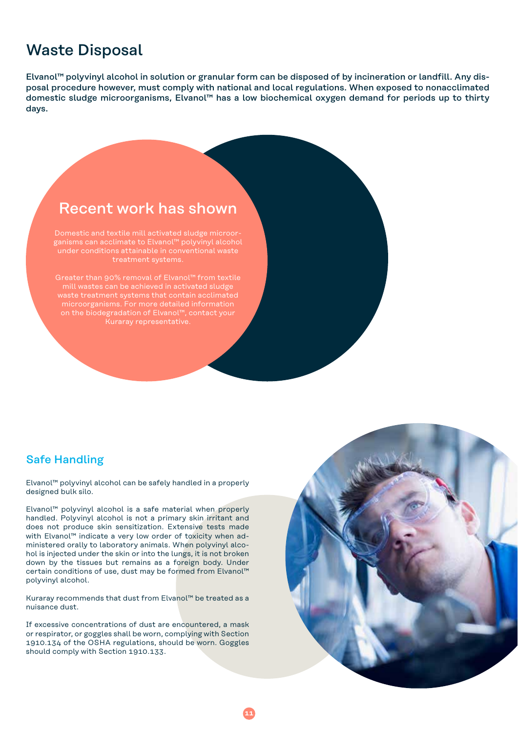# Waste Disposal

**Elvanol™ polyvinyl alcohol in solution or granular form can be disposed of by incineration or landfill. Any disposal procedure however, must comply with national and local regulations. When exposed to nonacclimated domestic sludge microorganisms, Elvanol™ has a low biochemical oxygen demand for periods up to thirty days.**

## Recent work has shown

Domestic and textile mill activated sludge microorganisms can acclimate to Elvanol™ polyvinyl alcohol under conditions attainable in conventional waste treatment systems.

Greater than 90% removal of Elvanol™ from textile mill wastes can be achieved in activated sludge waste treatment systems that contain acclimated microorganisms. For more detailed information on the biodegradation of Elvanol™, contact your Kuraray representative.

## Safe Handling

Elvanol™ polyvinyl alcohol can be safely handled in a properly designed bulk silo.

Elvanol™ polyvinyl alcohol is a safe material when properly handled. Polyvinyl alcohol is not a primary skin irritant and does not produce skin sensitization. Extensive tests made with Elvanol™ indicate a very low order of toxicity when administered orally to laboratory animals. When polyvinyl alcohol is injected under the skin or into the lungs, it is not broken down by the tissues but remains as a foreign body. Under certain conditions of use, dust may be formed from Elvanol™ polyvinyl alcohol.

Kuraray recommends that dust from Elvanol™ be treated as a nuisance dust.

If excessive concentrations of dust are encountered, a mask or respirator, or goggles shall be worn, complying with Section 1910.134 of the OSHA regulations, should be worn. Goggles should comply with Section 1910.133.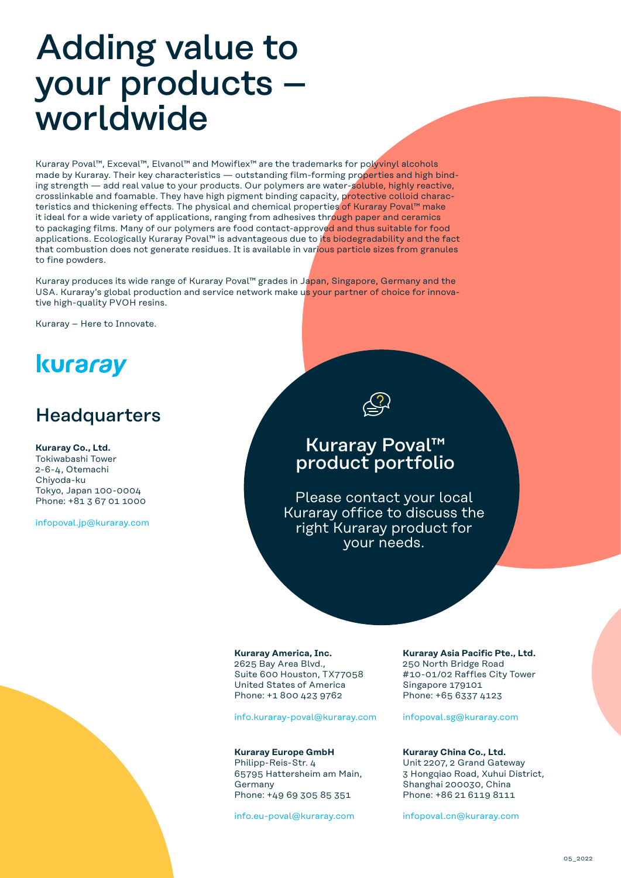# Adding value to your products – worldwide

Kuraray Poval™, Exceval™, Elvanol™ and Mowiflex™ are the trademarks for polyvinyl alcohols made by Kuraray. Their key characteristics — outstanding film-forming properties and high binding strength — add real value to your products. Our polymers are water-soluble, highly reactive, crosslinkable and foamable. They have high pigment binding capacity, protective colloid characteristics and thickening effects. The physical and chemical properties of Kuraray Poval™ make it ideal for a wide variety of applications, ranging from adhesives through paper and ceramics to packaging films. Many of our polymers are food contact-approved and thus suitable for food applications. Ecologically Kuraray Poval™ is advantageous due to its biodegradability and the fact that combustion does not generate residues. It is available in various particle sizes from granules to fine powders.

Kuraray produces its wide range of Kuraray Poval™ grades in Japan, Singapore, Germany and the USA. Kuraray's global production and service network make us your partner of choice for innovative high-quality PVOH resins.

Kuraray – Here to Innovate.

kuraray

## Headquarters

**Kuraray Co., Ltd.**
Tokiwabashi Tower
2-6-4, Otemachi
Chiyoda-ku
Tokyo, Japan 100-0004
Phone: +81 3 67 01 1000

infopoval.jp@kuraray.com

## Kuraray Poval™ product portfolio

Please contact your local Kuraray office to discuss the right Kuraray product for your needs.

**Kuraray America, Inc.**
2625 Bay Area Blvd.,
Suite 600 Houston, TX77058
United States of America
Phone: +1 800 423 9762

info.kuraray-poval@kuraray.com

**Kuraray Europe GmbH**
Philipp-Reis-Str. 4
65795 Hattersheim am Main,
Germany
Phone: +49 69 305 85 351

info.eu-poval@kuraray.com

**Kuraray Asia Pacific Pte., Ltd.**
250 North Bridge Road
#10-01/02 Raffles City Tower
Singapore 179101
Phone: +65 6337 4123

infopoval.sg@kuraray.com

**Kuraray China Co., Ltd.**
Unit 2207, 2 Grand Gateway
3 Hongqiao Road, Xuhui District,
Shanghai 200030, China
Phone: +86 21 6119 8111

infopoval.cn@kuraray.com

05_2022